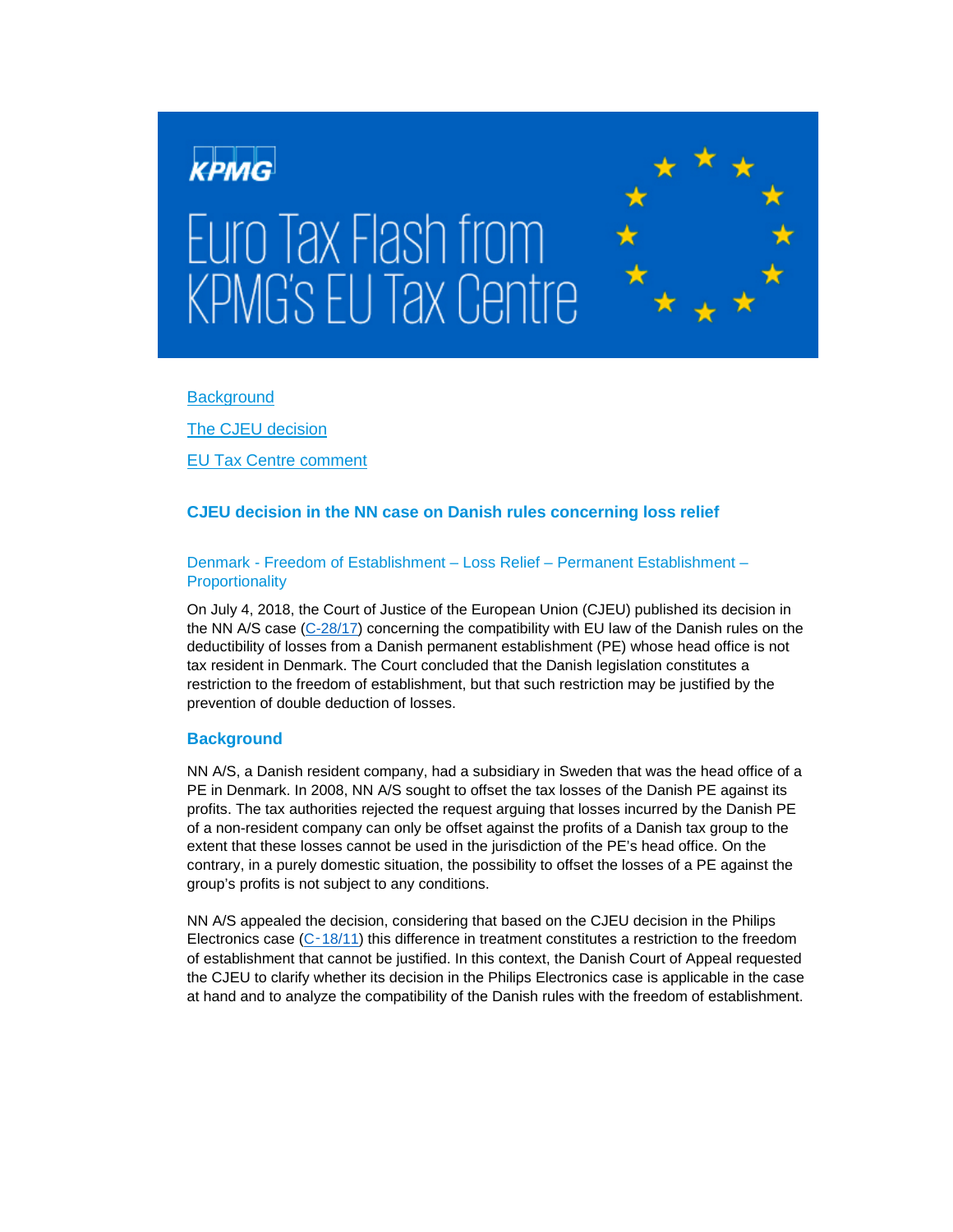# Euro Tax Flash from KPMG's EU Tax Centre

[Background](#background)

[The CJEU decision](#the-cjeu-decision)

[EU Tax Centre comment](#eu-tax-centre-comment)

## CJEU decision in the NN case on Danish rules concerning loss relief

### Denmark - Freedom of Establishment – Loss Relief – Permanent Establishment – Proportionality

On July 4, 2018, the Court of Justice of the European Union (CJEU) published its decision in the NN A/S case (C-28/17) concerning the compatibility with EU law of the Danish rules on the deductibility of losses from a Danish permanent establishment (PE) whose head office is not tax resident in Denmark. The Court concluded that the Danish legislation constitutes a restriction to the freedom of establishment, but that such restriction may be justified by the prevention of double deduction of losses.

### Background

NN A/S, a Danish resident company, had a subsidiary in Sweden that was the head office of a PE in Denmark. In 2008, NN A/S sought to offset the tax losses of the Danish PE against its profits. The tax authorities rejected the request arguing that losses incurred by the Danish PE of a non-resident company can only be offset against the profits of a Danish tax group to the extent that these losses cannot be used in the jurisdiction of the PE's head office. On the contrary, in a purely domestic situation, the possibility to offset the losses of a PE against the group's profits is not subject to any conditions.

NN A/S appealed the decision, considering that based on the CJEU decision in the Philips Electronics case (C-18/11) this difference in treatment constitutes a restriction to the freedom of establishment that cannot be justified. In this context, the Danish Court of Appeal requested the CJEU to clarify whether its decision in the Philips Electronics case is applicable in the case at hand and to analyze the compatibility of the Danish rules with the freedom of establishment.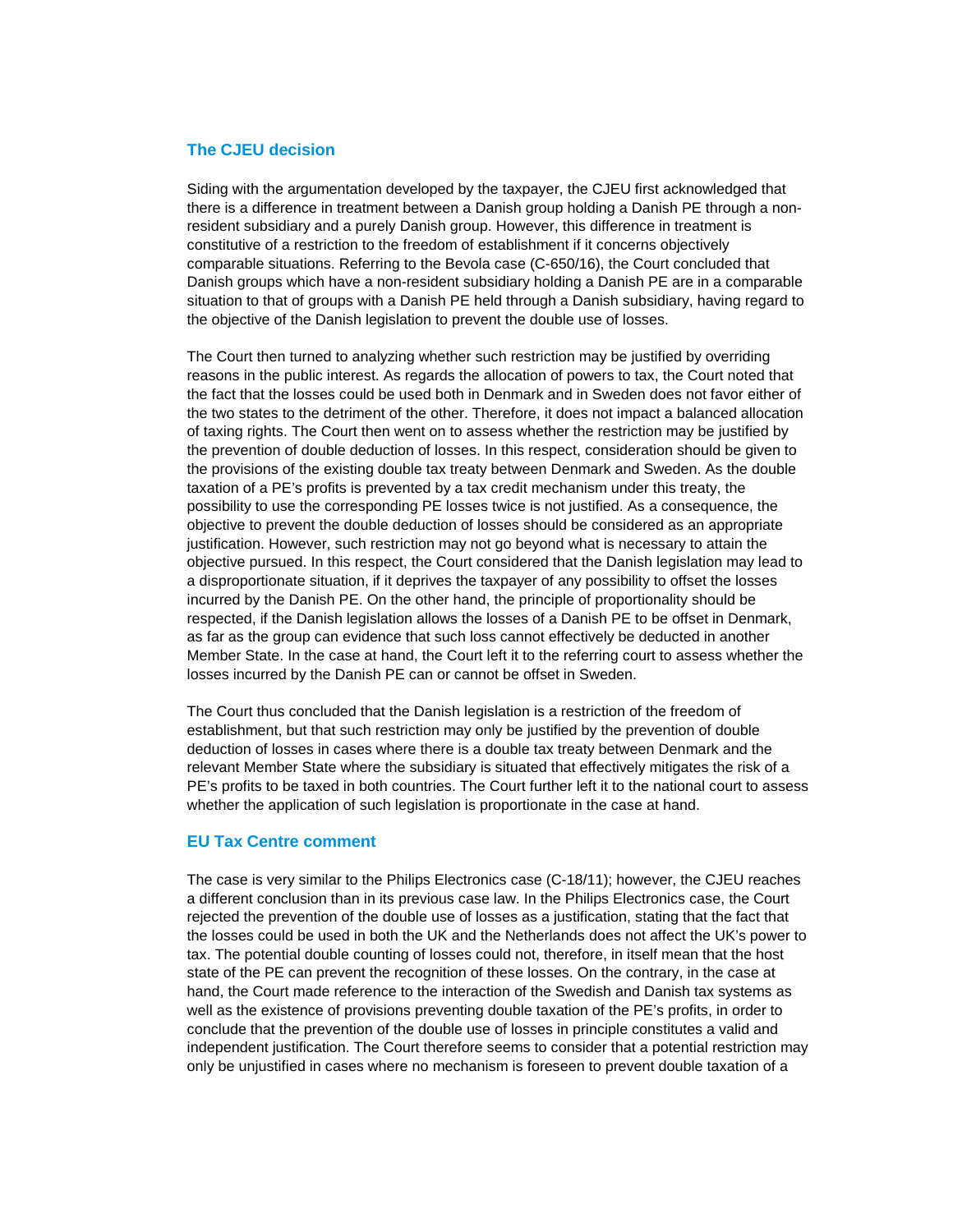## The CJEU decision

Siding with the argumentation developed by the taxpayer, the CJEU first acknowledged that there is a difference in treatment between a Danish group holding a Danish PE through a non-resident subsidiary and a purely Danish group. However, this difference in treatment is constitutive of a restriction to the freedom of establishment if it concerns objectively comparable situations. Referring to the Bevola case (C-650/16), the Court concluded that Danish groups which have a non-resident subsidiary holding a Danish PE are in a comparable situation to that of groups with a Danish PE held through a Danish subsidiary, having regard to the objective of the Danish legislation to prevent the double use of losses.

The Court then turned to analyzing whether such restriction may be justified by overriding reasons in the public interest. As regards the allocation of powers to tax, the Court noted that the fact that the losses could be used both in Denmark and in Sweden does not favor either of the two states to the detriment of the other. Therefore, it does not impact a balanced allocation of taxing rights. The Court then went on to assess whether the restriction may be justified by the prevention of double deduction of losses. In this respect, consideration should be given to the provisions of the existing double tax treaty between Denmark and Sweden. As the double taxation of a PE's profits is prevented by a tax credit mechanism under this treaty, the possibility to use the corresponding PE losses twice is not justified. As a consequence, the objective to prevent the double deduction of losses should be considered as an appropriate justification. However, such restriction may not go beyond what is necessary to attain the objective pursued. In this respect, the Court considered that the Danish legislation may lead to a disproportionate situation, if it deprives the taxpayer of any possibility to offset the losses incurred by the Danish PE. On the other hand, the principle of proportionality should be respected, if the Danish legislation allows the losses of a Danish PE to be offset in Denmark, as far as the group can evidence that such loss cannot effectively be deducted in another Member State. In the case at hand, the Court left it to the referring court to assess whether the losses incurred by the Danish PE can or cannot be offset in Sweden.

The Court thus concluded that the Danish legislation is a restriction of the freedom of establishment, but that such restriction may only be justified by the prevention of double deduction of losses in cases where there is a double tax treaty between Denmark and the relevant Member State where the subsidiary is situated that effectively mitigates the risk of a PE's profits to be taxed in both countries. The Court further left it to the national court to assess whether the application of such legislation is proportionate in the case at hand.

## EU Tax Centre comment

The case is very similar to the Philips Electronics case (C-18/11); however, the CJEU reaches a different conclusion than in its previous case law. In the Philips Electronics case, the Court rejected the prevention of the double use of losses as a justification, stating that the fact that the losses could be used in both the UK and the Netherlands does not affect the UK's power to tax. The potential double counting of losses could not, therefore, in itself mean that the host state of the PE can prevent the recognition of these losses. On the contrary, in the case at hand, the Court made reference to the interaction of the Swedish and Danish tax systems as well as the existence of provisions preventing double taxation of the PE's profits, in order to conclude that the prevention of the double use of losses in principle constitutes a valid and independent justification. The Court therefore seems to consider that a potential restriction may only be unjustified in cases where no mechanism is foreseen to prevent double taxation of a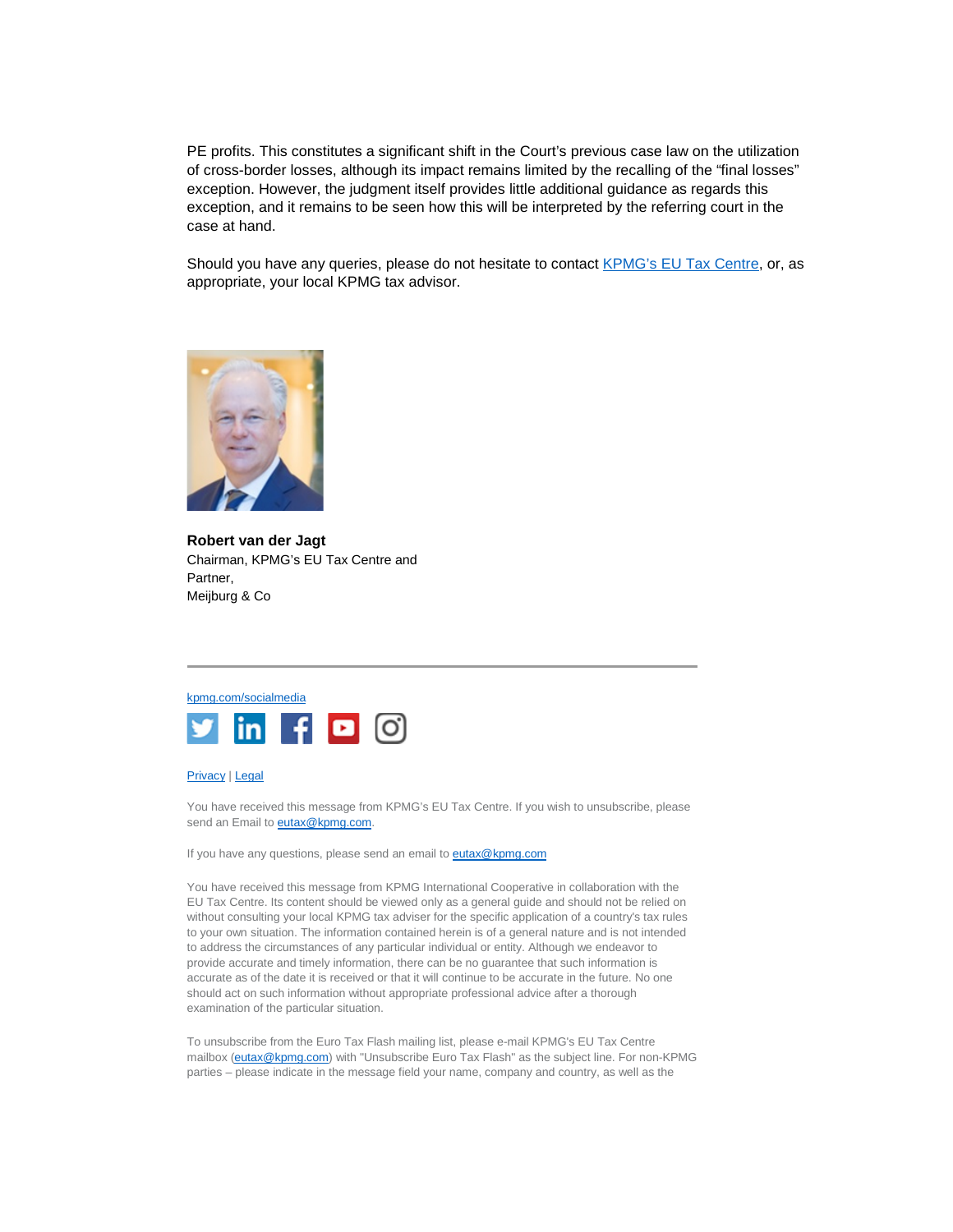PE profits. This constitutes a significant shift in the Court's previous case law on the utilization of cross-border losses, although its impact remains limited by the recalling of the "final losses" exception. However, the judgment itself provides little additional guidance as regards this exception, and it remains to be seen how this will be interpreted by the referring court in the case at hand.

Should you have any queries, please do not hesitate to contact KPMG's EU Tax Centre, or, as appropriate, your local KPMG tax advisor.

**Robert van der Jagt**
Chairman, KPMG's EU Tax Centre and
Partner,
Meijburg & Co

---

kpmg.com/socialmedia

Privacy | Legal

You have received this message from KPMG's EU Tax Centre. If you wish to unsubscribe, please send an Email to eutax@kpmg.com.

If you have any questions, please send an email to eutax@kpmg.com

You have received this message from KPMG International Cooperative in collaboration with the EU Tax Centre. Its content should be viewed only as a general guide and should not be relied on without consulting your local KPMG tax adviser for the specific application of a country's tax rules to your own situation. The information contained herein is of a general nature and is not intended to address the circumstances of any particular individual or entity. Although we endeavor to provide accurate and timely information, there can be no guarantee that such information is accurate as of the date it is received or that it will continue to be accurate in the future. No one should act on such information without appropriate professional advice after a thorough examination of the particular situation.

To unsubscribe from the Euro Tax Flash mailing list, please e-mail KPMG's EU Tax Centre mailbox (eutax@kpmg.com) with "Unsubscribe Euro Tax Flash" as the subject line. For non-KPMG parties – please indicate in the message field your name, company and country, as well as the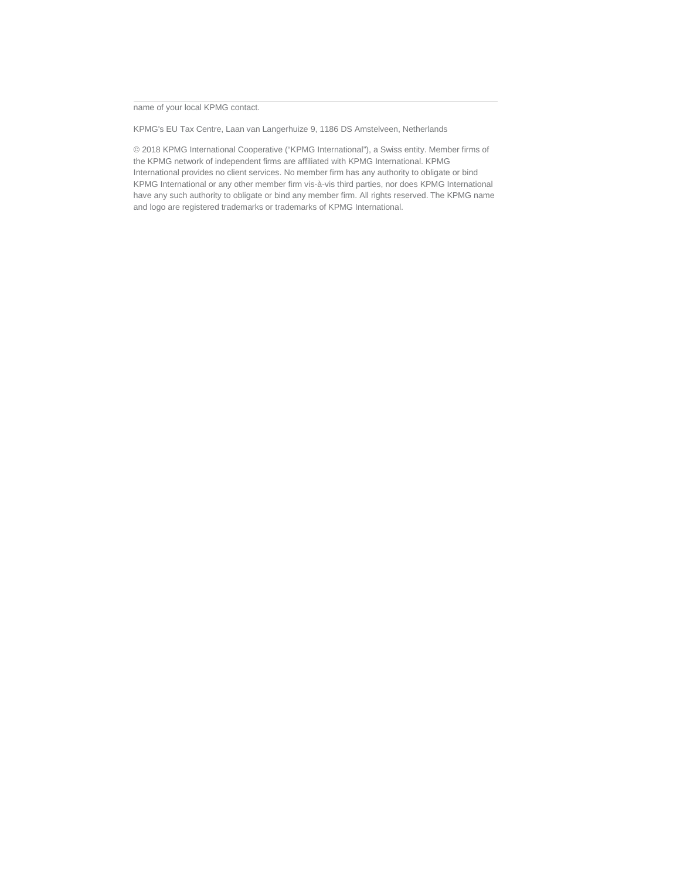name of your local KPMG contact.

KPMG's EU Tax Centre, Laan van Langerhuize 9, 1186 DS Amstelveen, Netherlands

© 2018 KPMG International Cooperative (“KPMG International”), a Swiss entity. Member firms of the KPMG network of independent firms are affiliated with KPMG International. KPMG International provides no client services. No member firm has any authority to obligate or bind KPMG International or any other member firm vis-à-vis third parties, nor does KPMG International have any such authority to obligate or bind any member firm. All rights reserved. The KPMG name and logo are registered trademarks or trademarks of KPMG International.